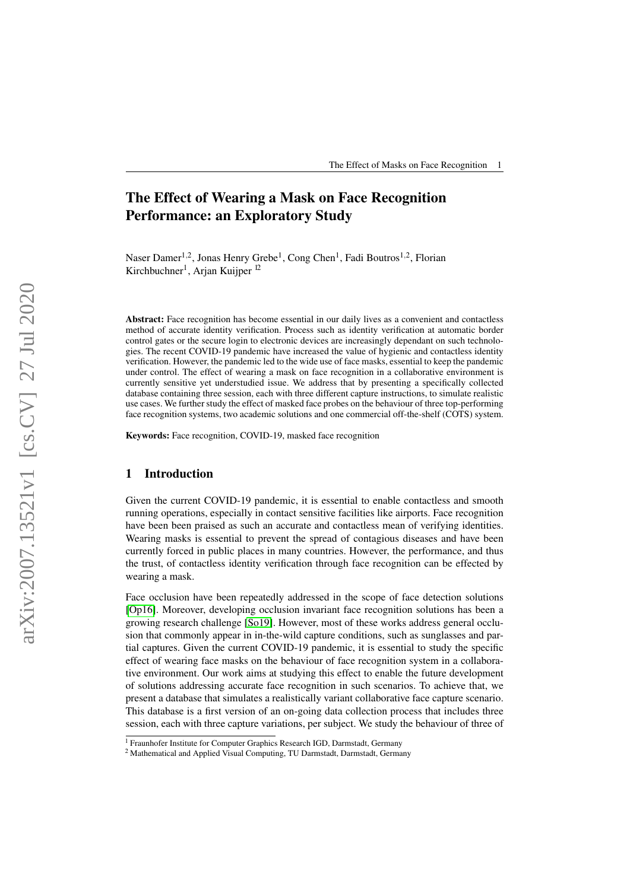# The Effect of Wearing a Mask on Face Recognition Performance: an Exploratory Study

Naser Damer[1,2], Jonas Henry Grebe[1], Cong Chen[1], Fadi Boutros[1,2], Florian Kirchbuchner[1], Arjan Kuijper [12]

**Abstract:** Face recognition has become essential in our daily lives as a convenient and contactless method of accurate identity verification. Process such as identity verification at automatic border control gates or the secure login to electronic devices are increasingly dependant on such technologies. The recent COVID-19 pandemic have increased the value of hygienic and contactless identity verification. However, the pandemic led to the wide use of face masks, essential to keep the pandemic under control. The effect of wearing a mask on face recognition in a collaborative environment is currently sensitive yet understudied issue. We address that by presenting a specifically collected database containing three session, each with three different capture instructions, to simulate realistic use cases. We further study the effect of masked face probes on the behaviour of three top-performing face recognition systems, two academic solutions and one commercial off-the-shelf (COTS) system.

**Keywords:** Face recognition, COVID-19, masked face recognition

## 1 Introduction

Given the current COVID-19 pandemic, it is essential to enable contactless and smooth running operations, especially in contact sensitive facilities like airports. Face recognition have been been praised as such an accurate and contactless mean of verifying identities. Wearing masks is essential to prevent the spread of contagious diseases and have been currently forced in public places in many countries. However, the performance, and thus the trust, of contactless identity verification through face recognition can be effected by wearing a mask.

Face occlusion have been repeatedly addressed in the scope of face detection solutions [Op16]. Moreover, developing occlusion invariant face recognition solutions has been a growing research challenge [So19]. However, most of these works address general occlusion that commonly appear in in-the-wild capture conditions, such as sunglasses and partial captures. Given the current COVID-19 pandemic, it is essential to study the specific effect of wearing face masks on the behaviour of face recognition system in a collaborative environment. Our work aims at studying this effect to enable the future development of solutions addressing accurate face recognition in such scenarios. To achieve that, we present a database that simulates a realistically variant collaborative face capture scenario. This database is a first version of an on-going data collection process that includes three session, each with three capture variations, per subject. We study the behaviour of three of

[1] Fraunhofer Institute for Computer Graphics Research IGD, Darmstadt, Germany

[2] Mathematical and Applied Visual Computing, TU Darmstadt, Darmstadt, Germany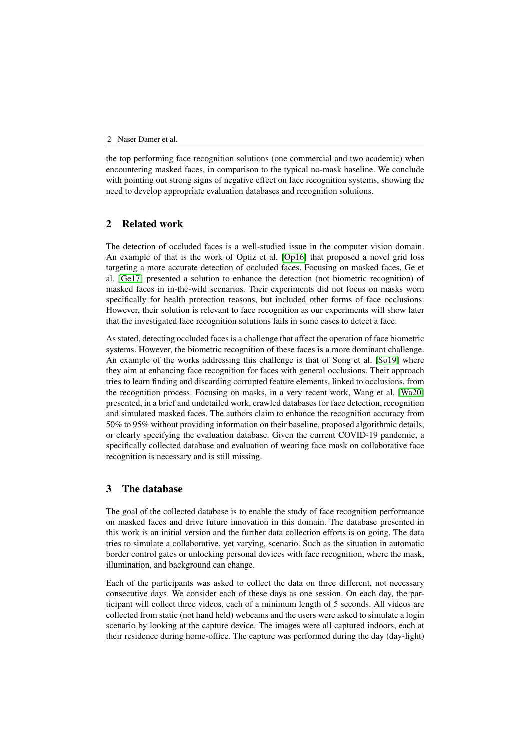the top performing face recognition solutions (one commercial and two academic) when encountering masked faces, in comparison to the typical no-mask baseline. We conclude with pointing out strong signs of negative effect on face recognition systems, showing the need to develop appropriate evaluation databases and recognition solutions.

## 2 Related work

The detection of occluded faces is a well-studied issue in the computer vision domain. An example of that is the work of Optiz et al. [Op16] that proposed a novel grid loss targeting a more accurate detection of occluded faces. Focusing on masked faces, Ge et al. [Ge17] presented a solution to enhance the detection (not biometric recognition) of masked faces in in-the-wild scenarios. Their experiments did not focus on masks worn specifically for health protection reasons, but included other forms of face occlusions. However, their solution is relevant to face recognition as our experiments will show later that the investigated face recognition solutions fails in some cases to detect a face.

As stated, detecting occluded faces is a challenge that affect the operation of face biometric systems. However, the biometric recognition of these faces is a more dominant challenge. An example of the works addressing this challenge is that of Song et al. [So19] where they aim at enhancing face recognition for faces with general occlusions. Their approach tries to learn finding and discarding corrupted feature elements, linked to occlusions, from the recognition process. Focusing on masks, in a very recent work, Wang et al. [Wa20] presented, in a brief and undetailed work, crawled databases for face detection, recognition and simulated masked faces. The authors claim to enhance the recognition accuracy from 50% to 95% without providing information on their baseline, proposed algorithmic details, or clearly specifying the evaluation database. Given the current COVID-19 pandemic, a specifically collected database and evaluation of wearing face mask on collaborative face recognition is necessary and is still missing.

## 3 The database

The goal of the collected database is to enable the study of face recognition performance on masked faces and drive future innovation in this domain. The database presented in this work is an initial version and the further data collection efforts is on going. The data tries to simulate a collaborative, yet varying, scenario. Such as the situation in automatic border control gates or unlocking personal devices with face recognition, where the mask, illumination, and background can change.

Each of the participants was asked to collect the data on three different, not necessary consecutive days. We consider each of these days as one session. On each day, the participant will collect three videos, each of a minimum length of 5 seconds. All videos are collected from static (not hand held) webcams and the users were asked to simulate a login scenario by looking at the capture device. The images were all captured indoors, each at their residence during home-office. The capture was performed during the day (day-light)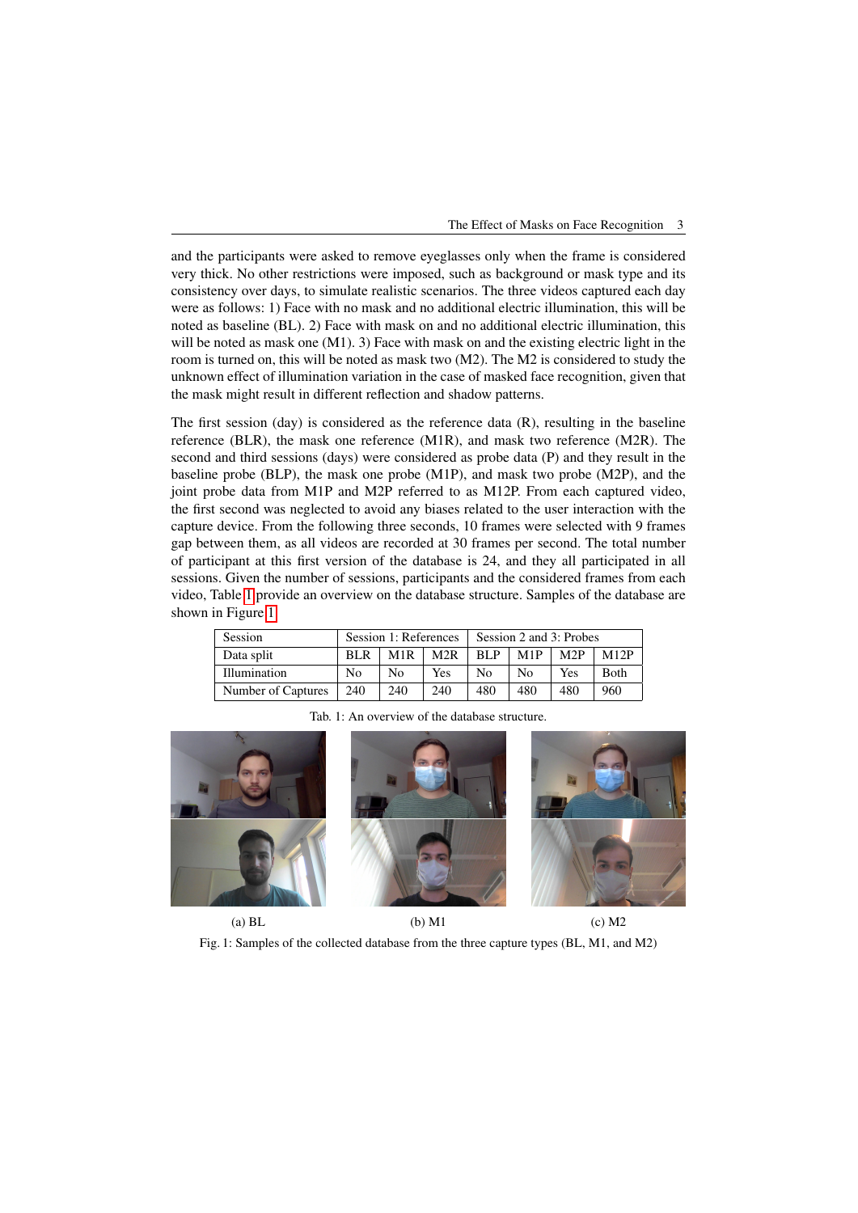and the participants were asked to remove eyeglasses only when the frame is considered very thick. No other restrictions were imposed, such as background or mask type and its consistency over days, to simulate realistic scenarios. The three videos captured each day were as follows: 1) Face with no mask and no additional electric illumination, this will be noted as baseline (BL). 2) Face with mask on and no additional electric illumination, this will be noted as mask one (M1). 3) Face with mask on and the existing electric light in the room is turned on, this will be noted as mask two (M2). The M2 is considered to study the unknown effect of illumination variation in the case of masked face recognition, given that the mask might result in different reflection and shadow patterns.

The first session (day) is considered as the reference data (R), resulting in the baseline reference (BLR), the mask one reference (M1R), and mask two reference (M2R). The second and third sessions (days) were considered as probe data (P) and they result in the baseline probe (BLP), the mask one probe (M1P), and mask two probe (M2P), and the joint probe data from M1P and M2P referred to as M12P. From each captured video, the first second was neglected to avoid any biases related to the user interaction with the capture device. From the following three seconds, 10 frames were selected with 9 frames gap between them, as all videos are recorded at 30 frames per second. The total number of participant at this first version of the database is 24, and they all participated in all sessions. Given the number of sessions, participants and the considered frames from each video, Table 1 provide an overview on the database structure. Samples of the database are shown in Figure 1.

| Session | Session 1: References | | | Session 2 and 3: Probes | | | |
|---|---|---|---|---|---|---|---|
| Data split | BLR | M1R | M2R | BLP | M1P | M2P | M12P |
| Illumination | No | No | Yes | No | No | Yes | Both |
| Number of Captures | 240 | 240 | 240 | 480 | 480 | 480 | 960 |

Tab. 1: An overview of the database structure.

(a) BL (b) M1 (c) M2

Fig. 1: Samples of the collected database from the three capture types (BL, M1, and M2)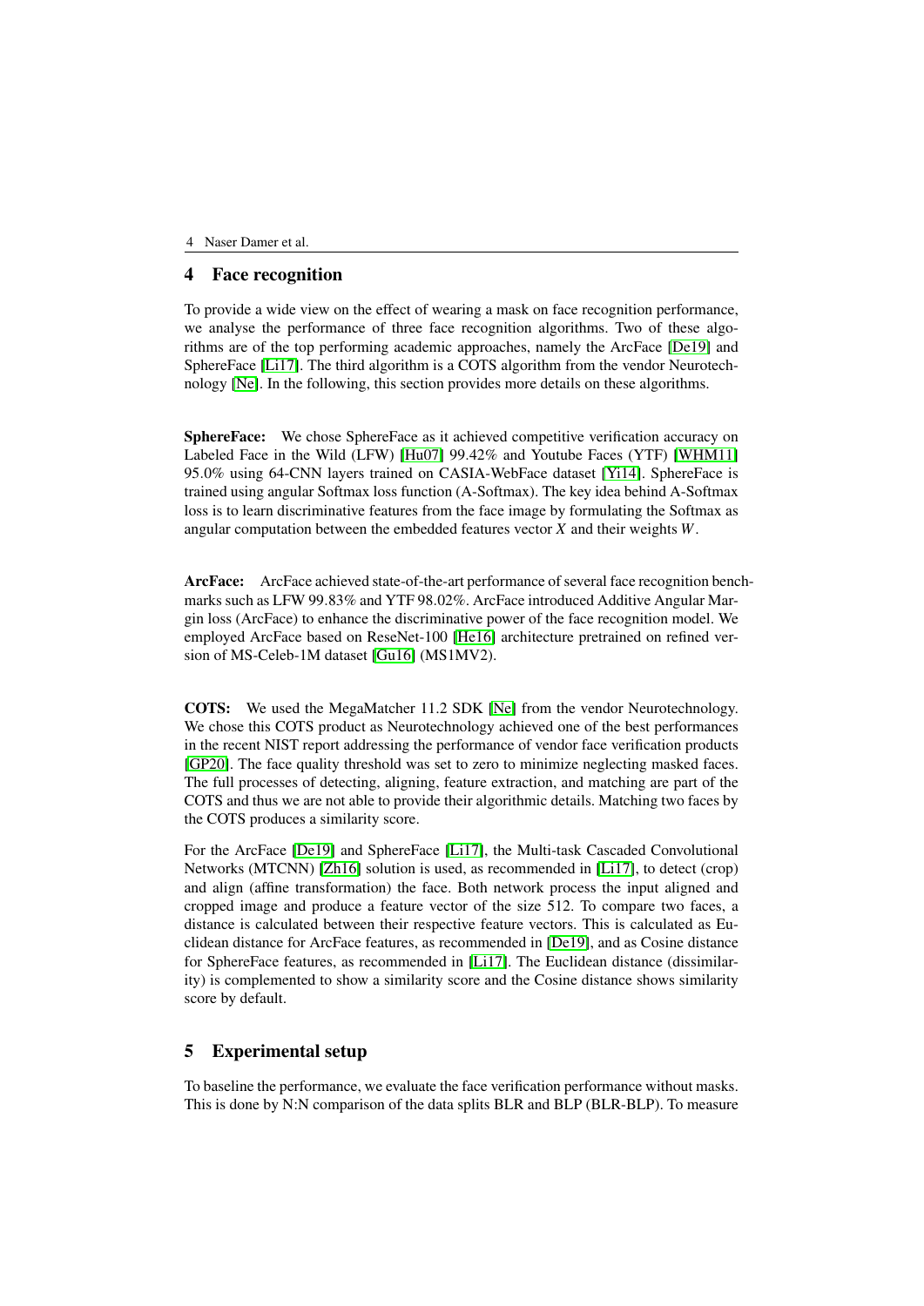## 4 Face recognition

To provide a wide view on the effect of wearing a mask on face recognition performance, we analyse the performance of three face recognition algorithms. Two of these algorithms are of the top performing academic approaches, namely the ArcFace [De19] and SphereFace [Li17]. The third algorithm is a COTS algorithm from the vendor Neurotechnology [Ne]. In the following, this section provides more details on these algorithms.

**SphereFace:** We chose SphereFace as it achieved competitive verification accuracy on Labeled Face in the Wild (LFW) [Hu07] 99.42% and Youtube Faces (YTF) [WHM11] 95.0% using 64-CNN layers trained on CASIA-WebFace dataset [Yi14]. SphereFace is trained using angular Softmax loss function (A-Softmax). The key idea behind A-Softmax loss is to learn discriminative features from the face image by formulating the Softmax as angular computation between the embedded features vector $X$ and their weights $W$.

**ArcFace:** ArcFace achieved state-of-the-art performance of several face recognition benchmarks such as LFW 99.83% and YTF 98.02%. ArcFace introduced Additive Angular Margin loss (ArcFace) to enhance the discriminative power of the face recognition model. We employed ArcFace based on ReseNet-100 [He16] architecture pretrained on refined version of MS-Celeb-1M dataset [Gu16] (MS1MV2).

**COTS:** We used the MegaMatcher 11.2 SDK [Ne] from the vendor Neurotechnology. We chose this COTS product as Neurotechnology achieved one of the best performances in the recent NIST report addressing the performance of vendor face verification products [GP20]. The face quality threshold was set to zero to minimize neglecting masked faces. The full processes of detecting, aligning, feature extraction, and matching are part of the COTS and thus we are not able to provide their algorithmic details. Matching two faces by the COTS produces a similarity score.

For the ArcFace [De19] and SphereFace [Li17], the Multi-task Cascaded Convolutional Networks (MTCNN) [Zh16] solution is used, as recommended in [Li17], to detect (crop) and align (affine transformation) the face. Both network process the input aligned and cropped image and produce a feature vector of the size 512. To compare two faces, a distance is calculated between their respective feature vectors. This is calculated as Euclidean distance for ArcFace features, as recommended in [De19], and as Cosine distance for SphereFace features, as recommended in [Li17]. The Euclidean distance (dissimilarity) is complemented to show a similarity score and the Cosine distance shows similarity score by default.

## 5 Experimental setup

To baseline the performance, we evaluate the face verification performance without masks. This is done by N:N comparison of the data splits BLR and BLP (BLR-BLP). To measure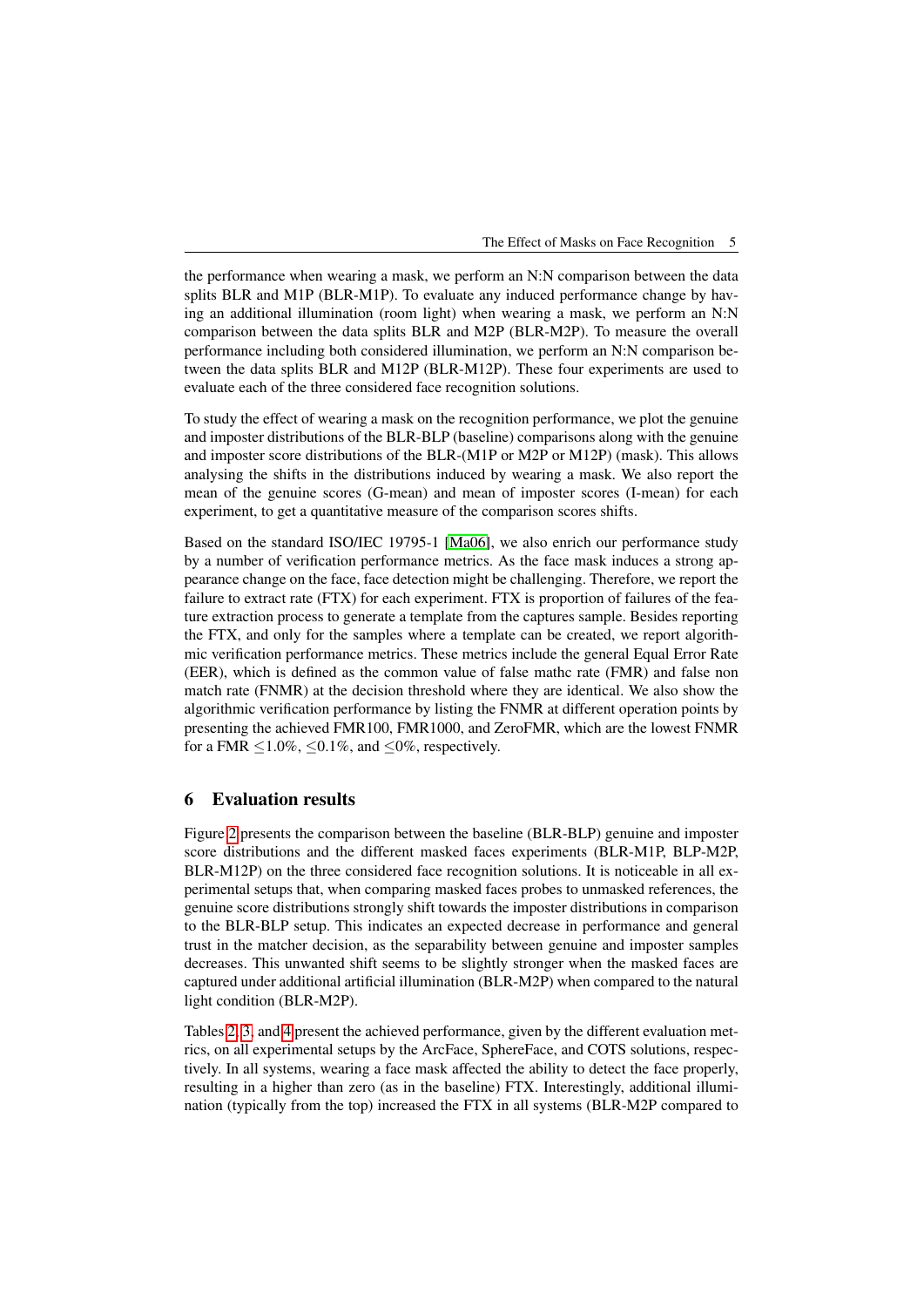the performance when wearing a mask, we perform an N:N comparison between the data splits BLR and M1P (BLR-M1P). To evaluate any induced performance change by having an additional illumination (room light) when wearing a mask, we perform an N:N comparison between the data splits BLR and M2P (BLR-M2P). To measure the overall performance including both considered illumination, we perform an N:N comparison between the data splits BLR and M12P (BLR-M12P). These four experiments are used to evaluate each of the three considered face recognition solutions.

To study the effect of wearing a mask on the recognition performance, we plot the genuine and imposter distributions of the BLR-BLP (baseline) comparisons along with the genuine and imposter score distributions of the BLR-(M1P or M2P or M12P) (mask). This allows analysing the shifts in the distributions induced by wearing a mask. We also report the mean of the genuine scores (G-mean) and mean of imposter scores (I-mean) for each experiment, to get a quantitative measure of the comparison scores shifts.

Based on the standard ISO/IEC 19795-1 [Ma06], we also enrich our performance study by a number of verification performance metrics. As the face mask induces a strong appearance change on the face, face detection might be challenging. Therefore, we report the failure to extract rate (FTX) for each experiment. FTX is proportion of failures of the feature extraction process to generate a template from the captures sample. Besides reporting the FTX, and only for the samples where a template can be created, we report algorithmic verification performance metrics. These metrics include the general Equal Error Rate (EER), which is defined as the common value of false mathc rate (FMR) and false non match rate (FNMR) at the decision threshold where they are identical. We also show the algorithmic verification performance by listing the FNMR at different operation points by presenting the achieved FMR100, FMR1000, and ZeroFMR, which are the lowest FNMR for a FMR $\leq$1.0%, $\leq$0.1%, and $\leq$0%, respectively.

## 6 Evaluation results

Figure 2 presents the comparison between the baseline (BLR-BLP) genuine and imposter score distributions and the different masked faces experiments (BLR-M1P, BLP-M2P, BLR-M12P) on the three considered face recognition solutions. It is noticeable in all experimental setups that, when comparing masked faces probes to unmasked references, the genuine score distributions strongly shift towards the imposter distributions in comparison to the BLR-BLP setup. This indicates an expected decrease in performance and general trust in the matcher decision, as the separability between genuine and imposter samples decreases. This unwanted shift seems to be slightly stronger when the masked faces are captured under additional artificial illumination (BLR-M2P) when compared to the natural light condition (BLR-M2P).

Tables 2, 3, and 4 present the achieved performance, given by the different evaluation metrics, on all experimental setups by the ArcFace, SphereFace, and COTS solutions, respectively. In all systems, wearing a face mask affected the ability to detect the face properly, resulting in a higher than zero (as in the baseline) FTX. Interestingly, additional illumination (typically from the top) increased the FTX in all systems (BLR-M2P compared to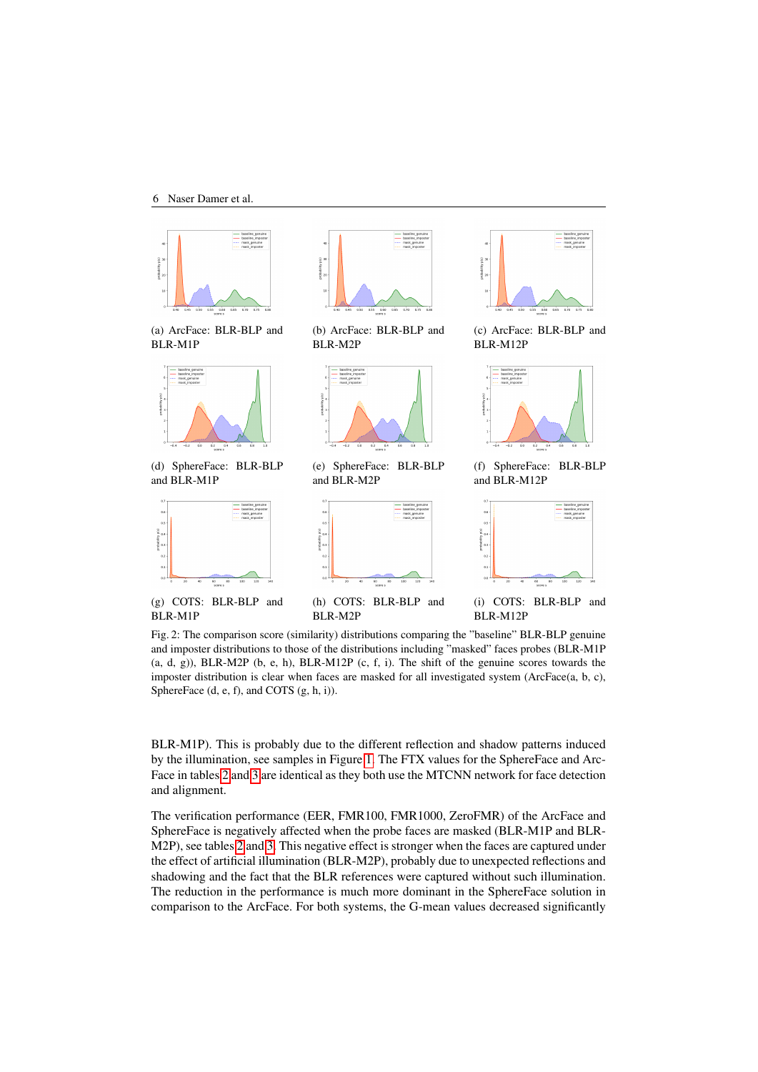(a) ArcFace: BLR-BLP and BLR-M1P

(b) ArcFace: BLR-BLP and BLR-M2P

(c) ArcFace: BLR-BLP and BLR-M12P

(d) SphereFace: BLR-BLP and BLR-M1P

(e) SphereFace: BLR-BLP and BLR-M2P

(f) SphereFace: BLR-BLP and BLR-M12P

(g) COTS: BLR-BLP and BLR-M1P

(h) COTS: BLR-BLP and BLR-M2P

(i) COTS: BLR-BLP and BLR-M12P

Fig. 2: The comparison score (similarity) distributions comparing the "baseline" BLR-BLP genuine and imposter distributions to those of the distributions including "masked" faces probes (BLR-M1P (a, d, g)), BLR-M2P (b, e, h), BLR-M12P (c, f, i). The shift of the genuine scores towards the imposter distribution is clear when faces are masked for all investigated system (ArcFace(a, b, c), SphereFace (d, e, f), and COTS (g, h, i)).

BLR-M1P). This is probably due to the different reflection and shadow patterns induced by the illumination, see samples in Figure 1. The FTX values for the SphereFace and ArcFace in tables 2 and 3 are identical as they both use the MTCNN network for face detection and alignment.

The verification performance (EER, FMR100, FMR1000, ZeroFMR) of the ArcFace and SphereFace is negatively affected when the probe faces are masked (BLR-M1P and BLR-M2P), see tables 2 and 3. This negative effect is stronger when the faces are captured under the effect of artificial illumination (BLR-M2P), probably due to unexpected reflections and shadowing and the fact that the BLR references were captured without such illumination. The reduction in the performance is much more dominant in the SphereFace solution in comparison to the ArcFace. For both systems, the G-mean values decreased significantly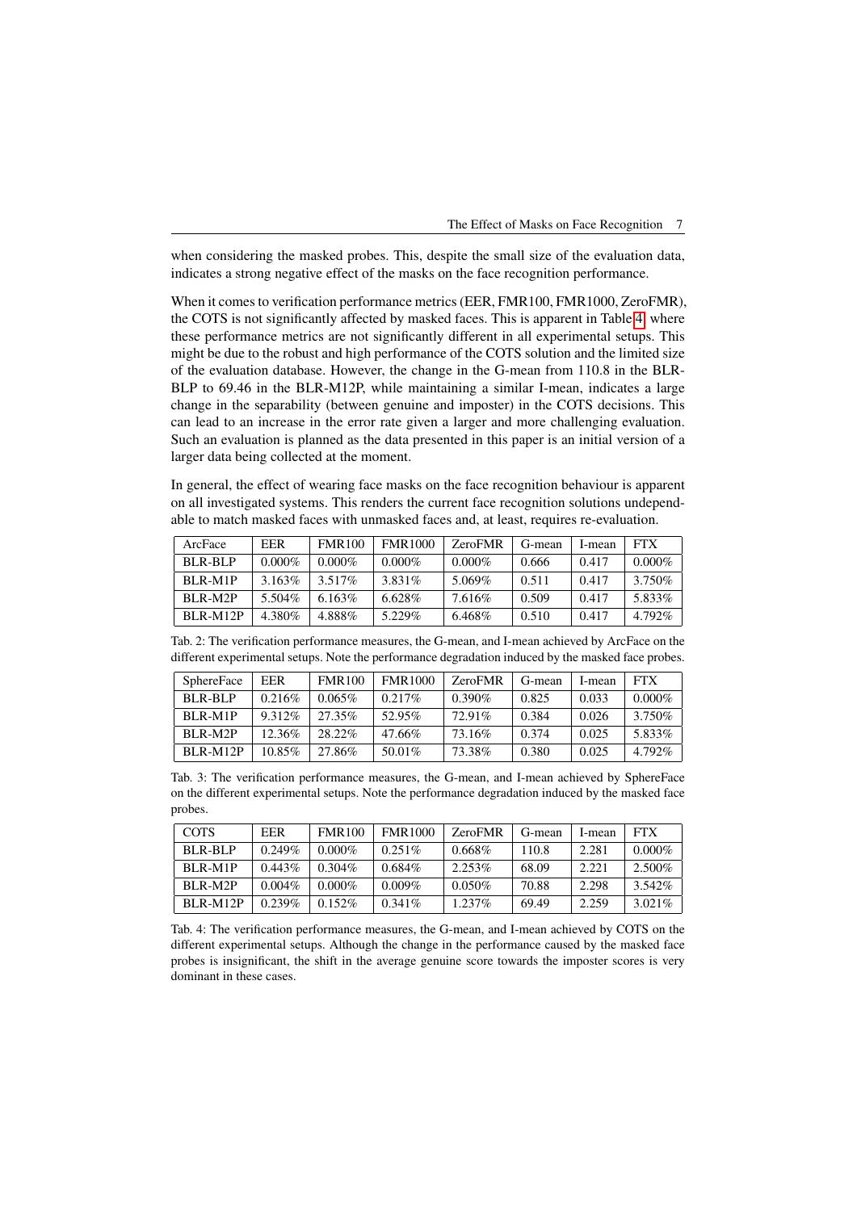when considering the masked probes. This, despite the small size of the evaluation data, indicates a strong negative effect of the masks on the face recognition performance.

When it comes to verification performance metrics (EER, FMR100, FMR1000, ZeroFMR), the COTS is not significantly affected by masked faces. This is apparent in Table 4 where these performance metrics are not significantly different in all experimental setups. This might be due to the robust and high performance of the COTS solution and the limited size of the evaluation database. However, the change in the G-mean from 110.8 in the BLR-BLP to 69.46 in the BLR-M12P, while maintaining a similar I-mean, indicates a large change in the separability (between genuine and imposter) in the COTS decisions. This can lead to an increase in the error rate given a larger and more challenging evaluation. Such an evaluation is planned as the data presented in this paper is an initial version of a larger data being collected at the moment.

In general, the effect of wearing face masks on the face recognition behaviour is apparent on all investigated systems. This renders the current face recognition solutions undependable to match masked faces with unmasked faces and, at least, requires re-evaluation.

| ArcFace | EER | FMR100 | FMR1000 | ZeroFMR | G-mean | I-mean | FTX |
|---|---|---|---|---|---|---|---|
| BLR-BLP | 0.000% | 0.000% | 0.000% | 0.000% | 0.666 | 0.417 | 0.000% |
| BLR-M1P | 3.163% | 3.517% | 3.831% | 5.069% | 0.511 | 0.417 | 3.750% |
| BLR-M2P | 5.504% | 6.163% | 6.628% | 7.616% | 0.509 | 0.417 | 5.833% |
| BLR-M12P | 4.380% | 4.888% | 5.229% | 6.468% | 0.510 | 0.417 | 4.792% |

Tab. 2: The verification performance measures, the G-mean, and I-mean achieved by ArcFace on the different experimental setups. Note the performance degradation induced by the masked face probes.

| SphereFace | EER | FMR100 | FMR1000 | ZeroFMR | G-mean | I-mean | FTX |
|---|---|---|---|---|---|---|---|
| BLR-BLP | 0.216% | 0.065% | 0.217% | 0.390% | 0.825 | 0.033 | 0.000% |
| BLR-M1P | 9.312% | 27.35% | 52.95% | 72.91% | 0.384 | 0.026 | 3.750% |
| BLR-M2P | 12.36% | 28.22% | 47.66% | 73.16% | 0.374 | 0.025 | 5.833% |
| BLR-M12P | 10.85% | 27.86% | 50.01% | 73.38% | 0.380 | 0.025 | 4.792% |

Tab. 3: The verification performance measures, the G-mean, and I-mean achieved by SphereFace on the different experimental setups. Note the performance degradation induced by the masked face probes.

| COTS | EER | FMR100 | FMR1000 | ZeroFMR | G-mean | I-mean | FTX |
|---|---|---|---|---|---|---|---|
| BLR-BLP | 0.249% | 0.000% | 0.251% | 0.668% | 110.8 | 2.281 | 0.000% |
| BLR-M1P | 0.443% | 0.304% | 0.684% | 2.253% | 68.09 | 2.221 | 2.500% |
| BLR-M2P | 0.004% | 0.000% | 0.009% | 0.050% | 70.88 | 2.298 | 3.542% |
| BLR-M12P | 0.239% | 0.152% | 0.341% | 1.237% | 69.49 | 2.259 | 3.021% |

Tab. 4: The verification performance measures, the G-mean, and I-mean achieved by COTS on the different experimental setups. Although the change in the performance caused by the masked face probes is insignificant, the shift in the average genuine score towards the imposter scores is very dominant in these cases.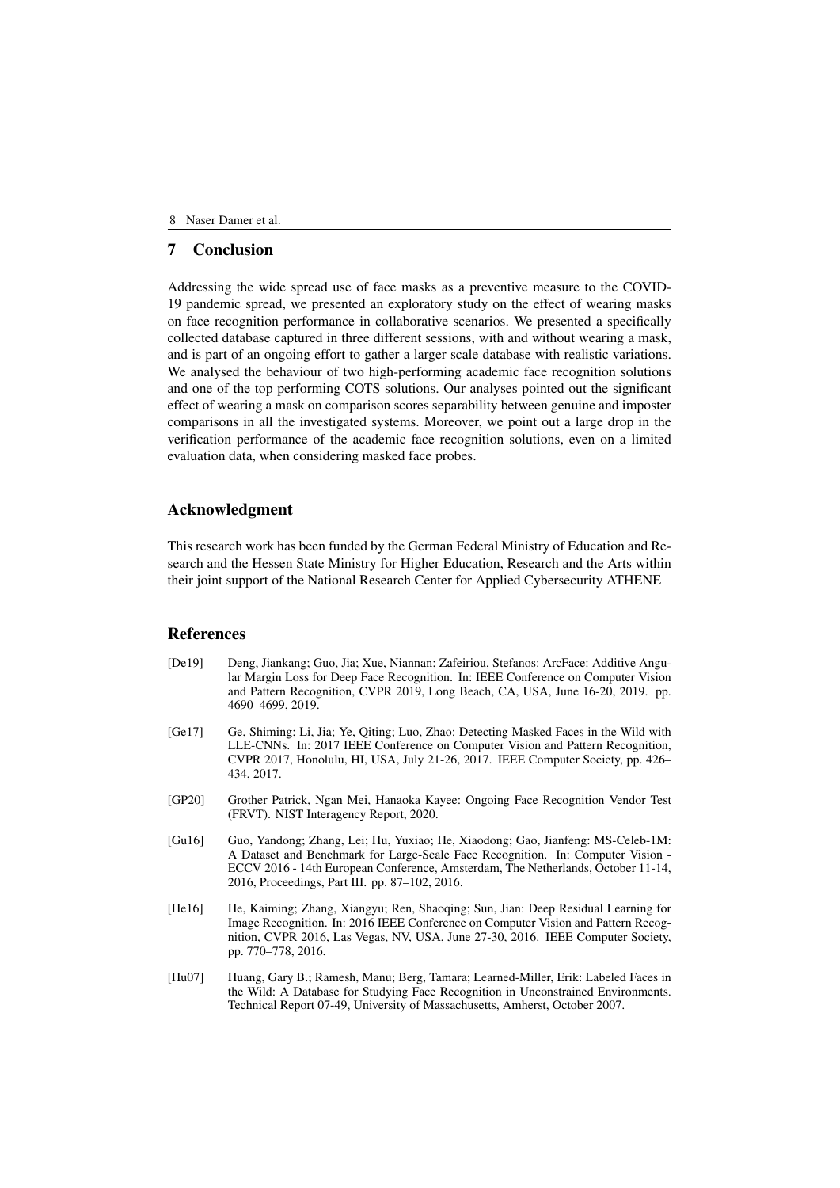## 7 Conclusion

Addressing the wide spread use of face masks as a preventive measure to the COVID-19 pandemic spread, we presented an exploratory study on the effect of wearing masks on face recognition performance in collaborative scenarios. We presented a specifically collected database captured in three different sessions, with and without wearing a mask, and is part of an ongoing effort to gather a larger scale database with realistic variations. We analysed the behaviour of two high-performing academic face recognition solutions and one of the top performing COTS solutions. Our analyses pointed out the significant effect of wearing a mask on comparison scores separability between genuine and imposter comparisons in all the investigated systems. Moreover, we point out a large drop in the verification performance of the academic face recognition solutions, even on a limited evaluation data, when considering masked face probes.

## Acknowledgment

This research work has been funded by the German Federal Ministry of Education and Research and the Hessen State Ministry for Higher Education, Research and the Arts within their joint support of the National Research Center for Applied Cybersecurity ATHENE

## References

[De19] Deng, Jiankang; Guo, Jia; Xue, Niannan; Zafeiriou, Stefanos: ArcFace: Additive Angular Margin Loss for Deep Face Recognition. In: IEEE Conference on Computer Vision and Pattern Recognition, CVPR 2019, Long Beach, CA, USA, June 16-20, 2019. pp. 4690–4699, 2019.

[Ge17] Ge, Shiming; Li, Jia; Ye, Qiting; Luo, Zhao: Detecting Masked Faces in the Wild with LLE-CNNs. In: 2017 IEEE Conference on Computer Vision and Pattern Recognition, CVPR 2017, Honolulu, HI, USA, July 21-26, 2017. IEEE Computer Society, pp. 426–434, 2017.

[GP20] Grother Patrick, Ngan Mei, Hanaoka Kayee: Ongoing Face Recognition Vendor Test (FRVT). NIST Interagency Report, 2020.

[Gu16] Guo, Yandong; Zhang, Lei; Hu, Yuxiao; He, Xiaodong; Gao, Jianfeng: MS-Celeb-1M: A Dataset and Benchmark for Large-Scale Face Recognition. In: Computer Vision - ECCV 2016 - 14th European Conference, Amsterdam, The Netherlands, October 11-14, 2016, Proceedings, Part III. pp. 87–102, 2016.

[He16] He, Kaiming; Zhang, Xiangyu; Ren, Shaoqing; Sun, Jian: Deep Residual Learning for Image Recognition. In: 2016 IEEE Conference on Computer Vision and Pattern Recognition, CVPR 2016, Las Vegas, NV, USA, June 27-30, 2016. IEEE Computer Society, pp. 770–778, 2016.

[Hu07] Huang, Gary B.; Ramesh, Manu; Berg, Tamara; Learned-Miller, Erik: Labeled Faces in the Wild: A Database for Studying Face Recognition in Unconstrained Environments. Technical Report 07-49, University of Massachusetts, Amherst, October 2007.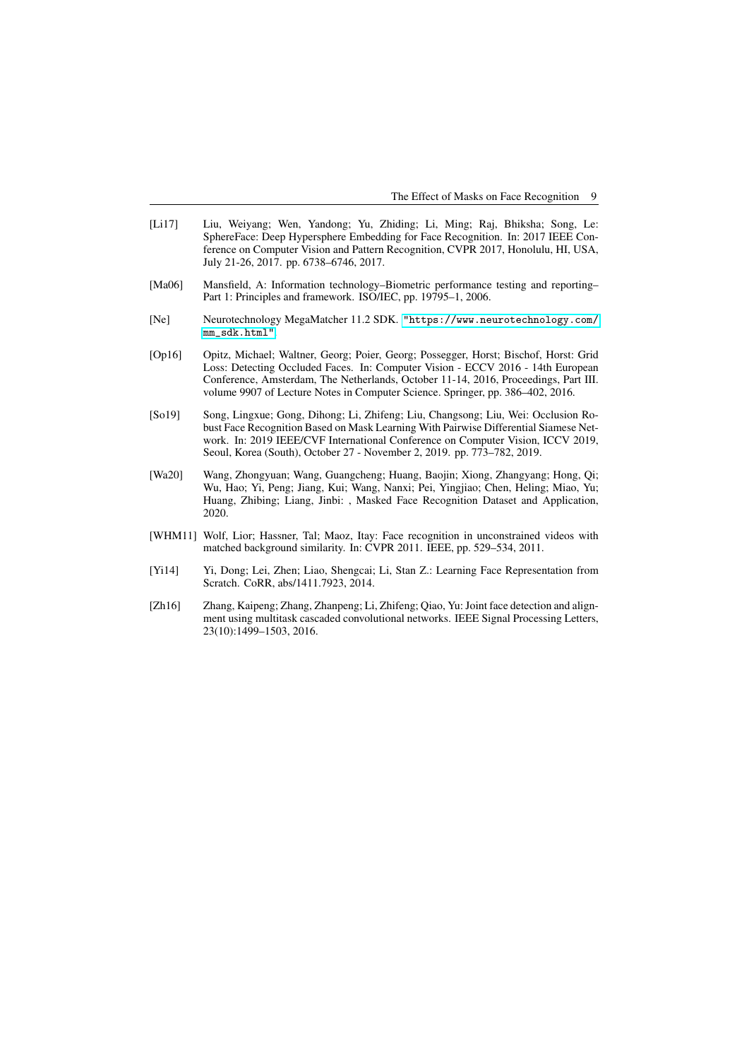[Li17] Liu, Weiyang; Wen, Yandong; Yu, Zhiding; Li, Ming; Raj, Bhiksha; Song, Le: SphereFace: Deep Hypersphere Embedding for Face Recognition. In: 2017 IEEE Conference on Computer Vision and Pattern Recognition, CVPR 2017, Honolulu, HI, USA, July 21-26, 2017. pp. 6738–6746, 2017.

[Ma06] Mansfield, A: Information technology–Biometric performance testing and reporting–Part 1: Principles and framework. ISO/IEC, pp. 19795–1, 2006.

[Ne] Neurotechnology MegaMatcher 11.2 SDK. "https://www.neurotechnology.com/mm_sdk.html".

[Op16] Opitz, Michael; Waltner, Georg; Poier, Georg; Possegger, Horst; Bischof, Horst: Grid Loss: Detecting Occluded Faces. In: Computer Vision - ECCV 2016 - 14th European Conference, Amsterdam, The Netherlands, October 11-14, 2016, Proceedings, Part III. volume 9907 of Lecture Notes in Computer Science. Springer, pp. 386–402, 2016.

[So19] Song, Lingxue; Gong, Dihong; Li, Zhifeng; Liu, Changsong; Liu, Wei: Occlusion Robust Face Recognition Based on Mask Learning With Pairwise Differential Siamese Network. In: 2019 IEEE/CVF International Conference on Computer Vision, ICCV 2019, Seoul, Korea (South), October 27 - November 2, 2019. pp. 773–782, 2019.

[Wa20] Wang, Zhongyuan; Wang, Guangcheng; Huang, Baojin; Xiong, Zhangyang; Hong, Qi; Wu, Hao; Yi, Peng; Jiang, Kui; Wang, Nanxi; Pei, Yingjiao; Chen, Heling; Miao, Yu; Huang, Zhibing; Liang, Jinbi: , Masked Face Recognition Dataset and Application, 2020.

[WHM11] Wolf, Lior; Hassner, Tal; Maoz, Itay: Face recognition in unconstrained videos with matched background similarity. In: CVPR 2011. IEEE, pp. 529–534, 2011.

[Yi14] Yi, Dong; Lei, Zhen; Liao, Shengcai; Li, Stan Z.: Learning Face Representation from Scratch. CoRR, abs/1411.7923, 2014.

[Zh16] Zhang, Kaipeng; Zhang, Zhanpeng; Li, Zhifeng; Qiao, Yu: Joint face detection and alignment using multitask cascaded convolutional networks. IEEE Signal Processing Letters, 23(10):1499–1503, 2016.